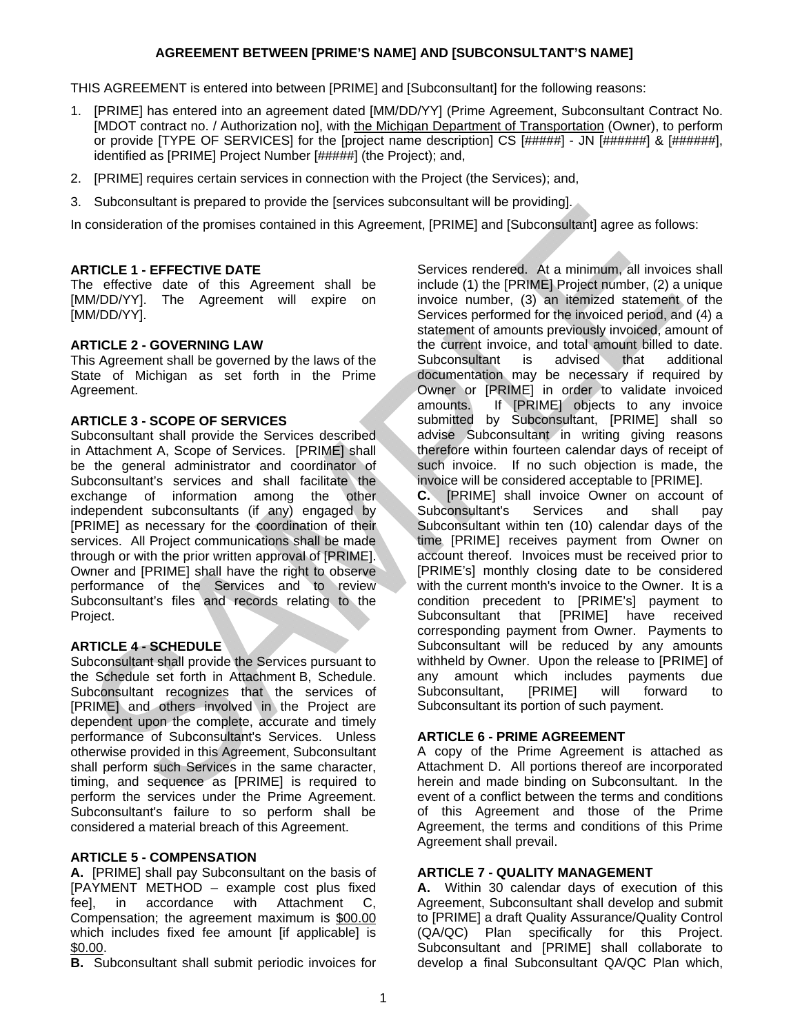# AGREEMENT BETWEEN [PRIME'S NAME] AND [SUBCONSULTANT'S NAME]

THIS AGREEMENT is entered into between [PRIME] and [Subconsultant] for the following reasons:

1. [PRIME] has entered into an agreement dated [MM/DD/YY] (Prime Agreement, Subconsultant Contract No. [MDOT contract no. / Authorization no], with the Michigan Department of Transportation (Owner), to perform or provide [TYPE OF SERVICES] for the [project name description] CS [#####] - JN [######] & [######], identified as [PRIME] Project Number [#####] (the Project); and,
2. [PRIME] requires certain services in connection with the Project (the Services); and,
3. Subconsultant is prepared to provide the [services subconsultant will be providing].

In consideration of the promises contained in this Agreement, [PRIME] and [Subconsultant] agree as follows:

**ARTICLE 1 - EFFECTIVE DATE**
The effective date of this Agreement shall be [MM/DD/YY]. The Agreement will expire on [MM/DD/YY].

**ARTICLE 2 - GOVERNING LAW**
This Agreement shall be governed by the laws of the State of Michigan as set forth in the Prime Agreement.

**ARTICLE 3 - SCOPE OF SERVICES**
Subconsultant shall provide the Services described in Attachment A, Scope of Services. [PRIME] shall be the general administrator and coordinator of Subconsultant's services and shall facilitate the exchange of information among the other independent subconsultants (if any) engaged by [PRIME] as necessary for the coordination of their services. All Project communications shall be made through or with the prior written approval of [PRIME]. Owner and [PRIME] shall have the right to observe performance of the Services and to review Subconsultant's files and records relating to the Project.

**ARTICLE 4 - SCHEDULE**
Subconsultant shall provide the Services pursuant to the Schedule set forth in Attachment B, Schedule. Subconsultant recognizes that the services of [PRIME] and others involved in the Project are dependent upon the complete, accurate and timely performance of Subconsultant's Services. Unless otherwise provided in this Agreement, Subconsultant shall perform such Services in the same character, timing, and sequence as [PRIME] is required to perform the services under the Prime Agreement. Subconsultant's failure to so perform shall be considered a material breach of this Agreement.

**ARTICLE 5 - COMPENSATION**
**A.** [PRIME] shall pay Subconsultant on the basis of [PAYMENT METHOD – example cost plus fixed fee], in accordance with Attachment C, Compensation; the agreement maximum is $00.00 which includes fixed fee amount [if applicable] is $0.00.
**B.** Subconsultant shall submit periodic invoices for Services rendered. At a minimum, all invoices shall include (1) the [PRIME] Project number, (2) a unique invoice number, (3) an itemized statement of the Services performed for the invoiced period, and (4) a statement of amounts previously invoiced, amount of the current invoice, and total amount billed to date. Subconsultant is advised that additional documentation may be necessary if required by Owner or [PRIME] in order to validate invoiced amounts. If [PRIME] objects to any invoice submitted by Subconsultant, [PRIME] shall so advise Subconsultant in writing giving reasons therefore within fourteen calendar days of receipt of such invoice. If no such objection is made, the invoice will be considered acceptable to [PRIME].
**C.** [PRIME] shall invoice Owner on account of Subconsultant's Services and shall pay Subconsultant within ten (10) calendar days of the time [PRIME] receives payment from Owner on account thereof. Invoices must be received prior to [PRIME's] monthly closing date to be considered with the current month's invoice to the Owner. It is a condition precedent to [PRIME's] payment to Subconsultant that [PRIME] have received corresponding payment from Owner. Payments to Subconsultant will be reduced by any amounts withheld by Owner. Upon the release to [PRIME] of any amount which includes payments due Subconsultant, [PRIME] will forward to Subconsultant its portion of such payment.

**ARTICLE 6 - PRIME AGREEMENT**
A copy of the Prime Agreement is attached as Attachment D. All portions thereof are incorporated herein and made binding on Subconsultant. In the event of a conflict between the terms and conditions of this Agreement and those of the Prime Agreement, the terms and conditions of this Prime Agreement shall prevail.

**ARTICLE 7 - QUALITY MANAGEMENT**
**A.** Within 30 calendar days of execution of this Agreement, Subconsultant shall develop and submit to [PRIME] a draft Quality Assurance/Quality Control (QA/QC) Plan specifically for this Project. Subconsultant and [PRIME] shall collaborate to develop a final Subconsultant QA/QC Plan which,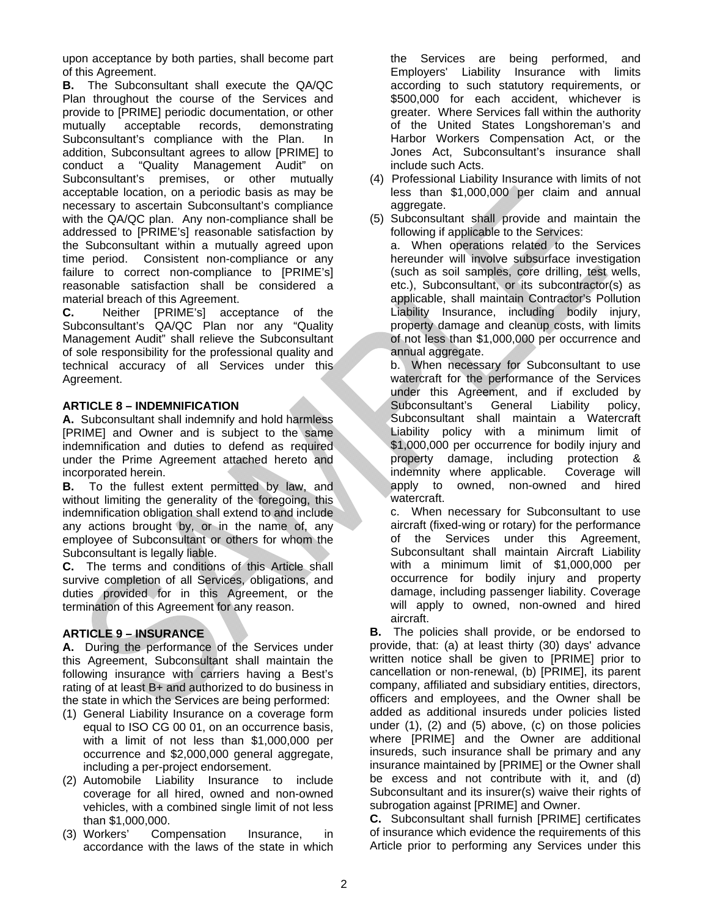upon acceptance by both parties, shall become part of this Agreement.

**B.** The Subconsultant shall execute the QA/QC Plan throughout the course of the Services and provide to [PRIME] periodic documentation, or other mutually acceptable records, demonstrating Subconsultant's compliance with the Plan. In addition, Subconsultant agrees to allow [PRIME] to conduct a "Quality Management Audit" on Subconsultant's premises, or other mutually acceptable location, on a periodic basis as may be necessary to ascertain Subconsultant's compliance with the QA/QC plan. Any non-compliance shall be addressed to [PRIME's] reasonable satisfaction by the Subconsultant within a mutually agreed upon time period. Consistent non-compliance or any failure to correct non-compliance to [PRIME's] reasonable satisfaction shall be considered a material breach of this Agreement.

**C.** Neither [PRIME's] acceptance of the Subconsultant's QA/QC Plan nor any "Quality Management Audit" shall relieve the Subconsultant of sole responsibility for the professional quality and technical accuracy of all Services under this Agreement.

**ARTICLE 8 – INDEMNIFICATION**

**A.** Subconsultant shall indemnify and hold harmless [PRIME] and Owner and is subject to the same indemnification and duties to defend as required under the Prime Agreement attached hereto and incorporated herein.

**B.** To the fullest extent permitted by law, and without limiting the generality of the foregoing, this indemnification obligation shall extend to and include any actions brought by, or in the name of, any employee of Subconsultant or others for whom the Subconsultant is legally liable.

**C.** The terms and conditions of this Article shall survive completion of all Services, obligations, and duties provided for in this Agreement, or the termination of this Agreement for any reason.

**ARTICLE 9 – INSURANCE**

**A.** During the performance of the Services under this Agreement, Subconsultant shall maintain the following insurance with carriers having a Best's rating of at least B+ and authorized to do business in the state in which the Services are being performed:

(1) General Liability Insurance on a coverage form equal to ISO CG 00 01, on an occurrence basis, with a limit of not less than $1,000,000 per occurrence and $2,000,000 general aggregate, including a per-project endorsement.

(2) Automobile Liability Insurance to include coverage for all hired, owned and non-owned vehicles, with a combined single limit of not less than $1,000,000.

(3) Workers' Compensation Insurance, in accordance with the laws of the state in which the Services are being performed, and Employers' Liability Insurance with limits according to such statutory requirements, or $500,000 for each accident, whichever is greater. Where Services fall within the authority of the United States Longshoreman's and Harbor Workers Compensation Act, or the Jones Act, Subconsultant's insurance shall include such Acts.

(4) Professional Liability Insurance with limits of not less than $1,000,000 per claim and annual aggregate.

(5) Subconsultant shall provide and maintain the following if applicable to the Services:

a. When operations related to the Services hereunder will involve subsurface investigation (such as soil samples, core drilling, test wells, etc.), Subconsultant, or its subcontractor(s) as applicable, shall maintain Contractor's Pollution Liability Insurance, including bodily injury, property damage and cleanup costs, with limits of not less than $1,000,000 per occurrence and annual aggregate.

b. When necessary for Subconsultant to use watercraft for the performance of the Services under this Agreement, and if excluded by Subconsultant's General Liability policy, Subconsultant shall maintain a Watercraft Liability policy with a minimum limit of $1,000,000 per occurrence for bodily injury and property damage, including protection & indemnity where applicable. Coverage will apply to owned, non-owned and hired watercraft.

c. When necessary for Subconsultant to use aircraft (fixed-wing or rotary) for the performance of the Services under this Agreement, Subconsultant shall maintain Aircraft Liability with a minimum limit of $1,000,000 per occurrence for bodily injury and property damage, including passenger liability. Coverage will apply to owned, non-owned and hired aircraft.

**B.** The policies shall provide, or be endorsed to provide, that: (a) at least thirty (30) days' advance written notice shall be given to [PRIME] prior to cancellation or non-renewal, (b) [PRIME], its parent company, affiliated and subsidiary entities, directors, officers and employees, and the Owner shall be added as additional insureds under policies listed under (1), (2) and (5) above, (c) on those policies where [PRIME] and the Owner are additional insureds, such insurance shall be primary and any insurance maintained by [PRIME] or the Owner shall be excess and not contribute with it, and (d) Subconsultant and its insurer(s) waive their rights of subrogation against [PRIME] and Owner.

**C.** Subconsultant shall furnish [PRIME] certificates of insurance which evidence the requirements of this Article prior to performing any Services under this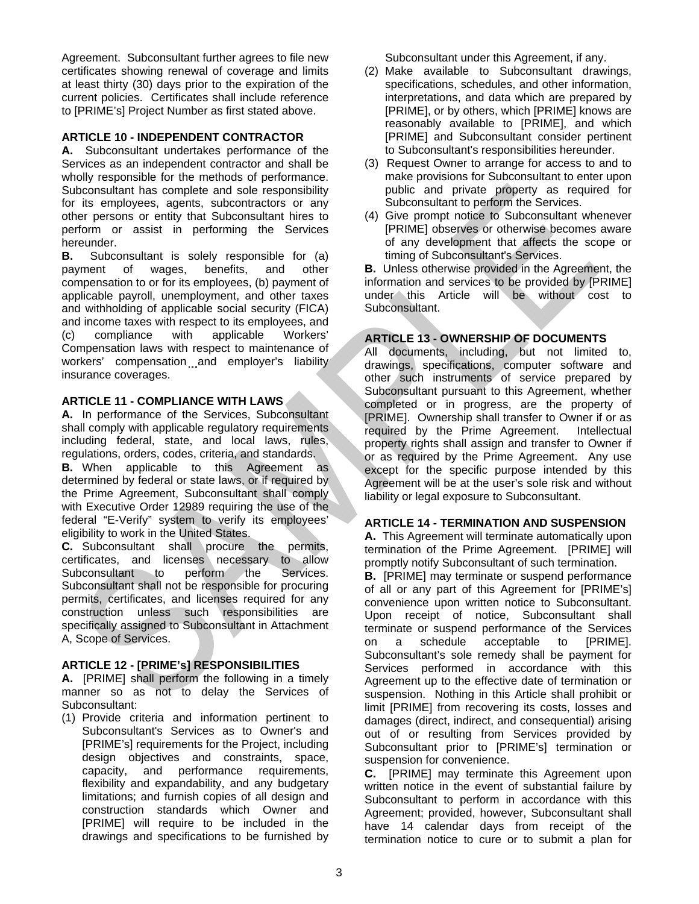Agreement. Subconsultant further agrees to file new certificates showing renewal of coverage and limits at least thirty (30) days prior to the expiration of the current policies. Certificates shall include reference to [PRIME's] Project Number as first stated above.

**ARTICLE 10 - INDEPENDENT CONTRACTOR**

**A.** Subconsultant undertakes performance of the Services as an independent contractor and shall be wholly responsible for the methods of performance. Subconsultant has complete and sole responsibility for its employees, agents, subcontractors or any other persons or entity that Subconsultant hires to perform or assist in performing the Services hereunder.

**B.** Subconsultant is solely responsible for (a) payment of wages, benefits, and other compensation to or for its employees, (b) payment of applicable payroll, unemployment, and other taxes and withholding of applicable social security (FICA) and income taxes with respect to its employees, and (c) compliance with applicable Workers' Compensation laws with respect to maintenance of workers' compensation and employer's liability insurance coverages.

**ARTICLE 11 - COMPLIANCE WITH LAWS**

**A.** In performance of the Services, Subconsultant shall comply with applicable regulatory requirements including federal, state, and local laws, rules, regulations, orders, codes, criteria, and standards.

**B.** When applicable to this Agreement as determined by federal or state laws, or if required by the Prime Agreement, Subconsultant shall comply with Executive Order 12989 requiring the use of the federal "E-Verify" system to verify its employees' eligibility to work in the United States.

**C.** Subconsultant shall procure the permits, certificates, and licenses necessary to allow Subconsultant to perform the Services. Subconsultant shall not be responsible for procuring permits, certificates, and licenses required for any construction unless such responsibilities are specifically assigned to Subconsultant in Attachment A, Scope of Services.

**ARTICLE 12 - [PRIME's] RESPONSIBILITIES**

**A.** [PRIME] shall perform the following in a timely manner so as not to delay the Services of Subconsultant:

(1) Provide criteria and information pertinent to Subconsultant's Services as to Owner's and [PRIME's] requirements for the Project, including design objectives and constraints, space, capacity, and performance requirements, flexibility and expandability, and any budgetary limitations; and furnish copies of all design and construction standards which Owner and [PRIME] will require to be included in the drawings and specifications to be furnished by Subconsultant under this Agreement, if any.

(2) Make available to Subconsultant drawings, specifications, schedules, and other information, interpretations, and data which are prepared by [PRIME], or by others, which [PRIME] knows are reasonably available to [PRIME], and which [PRIME] and Subconsultant consider pertinent to Subconsultant's responsibilities hereunder.

(3) Request Owner to arrange for access to and to make provisions for Subconsultant to enter upon public and private property as required for Subconsultant to perform the Services.

(4) Give prompt notice to Subconsultant whenever [PRIME] observes or otherwise becomes aware of any development that affects the scope or timing of Subconsultant's Services.

**B.** Unless otherwise provided in the Agreement, the information and services to be provided by [PRIME] under this Article will be without cost to Subconsultant.

**ARTICLE 13 - OWNERSHIP OF DOCUMENTS**

All documents, including, but not limited to, drawings, specifications, computer software and other such instruments of service prepared by Subconsultant pursuant to this Agreement, whether completed or in progress, are the property of [PRIME]. Ownership shall transfer to Owner if or as required by the Prime Agreement. Intellectual property rights shall assign and transfer to Owner if or as required by the Prime Agreement. Any use except for the specific purpose intended by this Agreement will be at the user's sole risk and without liability or legal exposure to Subconsultant.

**ARTICLE 14 - TERMINATION AND SUSPENSION**

**A.** This Agreement will terminate automatically upon termination of the Prime Agreement. [PRIME] will promptly notify Subconsultant of such termination.

**B.** [PRIME] may terminate or suspend performance of all or any part of this Agreement for [PRIME's] convenience upon written notice to Subconsultant. Upon receipt of notice, Subconsultant shall terminate or suspend performance of the Services on a schedule acceptable to [PRIME]. Subconsultant's sole remedy shall be payment for Services performed in accordance with this Agreement up to the effective date of termination or suspension. Nothing in this Article shall prohibit or limit [PRIME] from recovering its costs, losses and damages (direct, indirect, and consequential) arising out of or resulting from Services provided by Subconsultant prior to [PRIME's] termination or suspension for convenience.

**C.** [PRIME] may terminate this Agreement upon written notice in the event of substantial failure by Subconsultant to perform in accordance with this Agreement; provided, however, Subconsultant shall have 14 calendar days from receipt of the termination notice to cure or to submit a plan for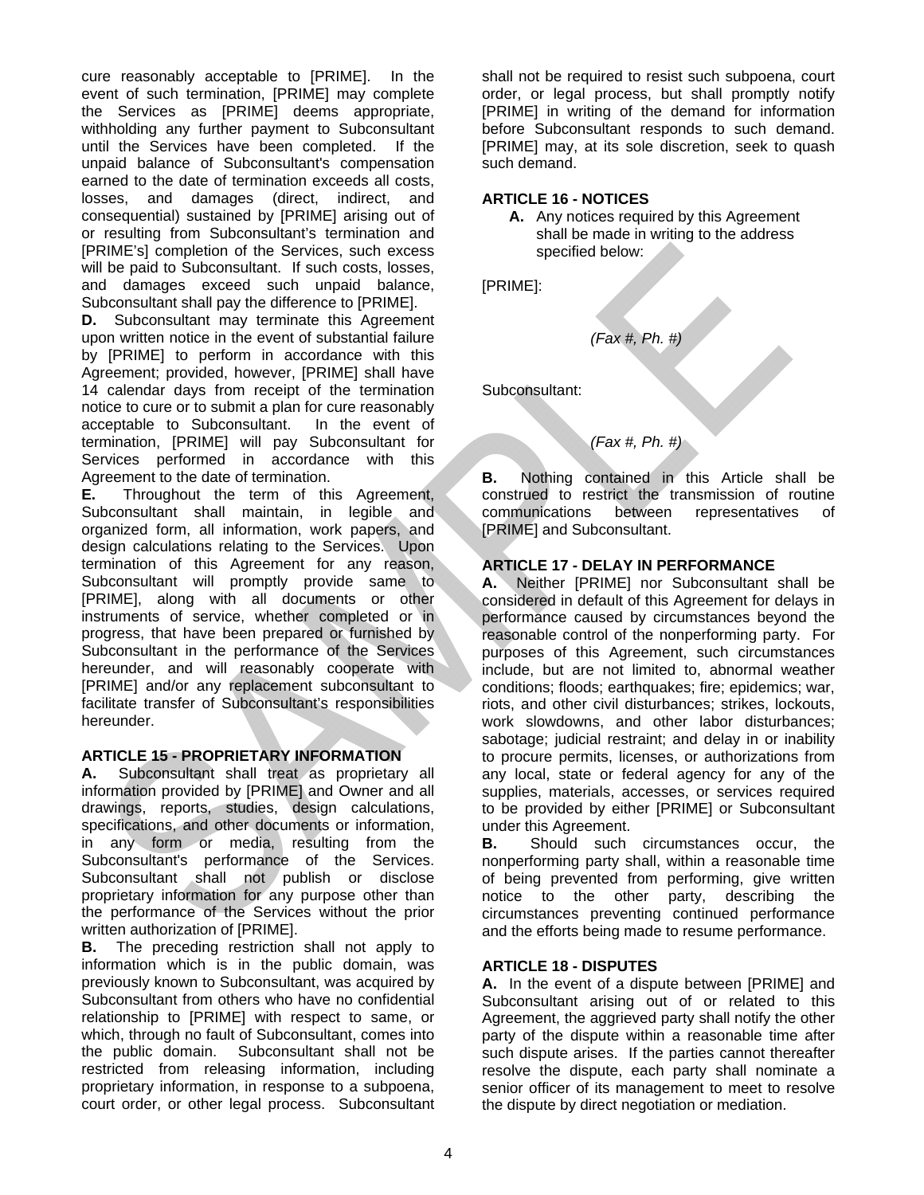cure reasonably acceptable to [PRIME]. In the event of such termination, [PRIME] may complete the Services as [PRIME] deems appropriate, withholding any further payment to Subconsultant until the Services have been completed. If the unpaid balance of Subconsultant's compensation earned to the date of termination exceeds all costs, losses, and damages (direct, indirect, and consequential) sustained by [PRIME] arising out of or resulting from Subconsultant's termination and [PRIME's] completion of the Services, such excess will be paid to Subconsultant. If such costs, losses, and damages exceed such unpaid balance, Subconsultant shall pay the difference to [PRIME].

**D.** Subconsultant may terminate this Agreement upon written notice in the event of substantial failure by [PRIME] to perform in accordance with this Agreement; provided, however, [PRIME] shall have 14 calendar days from receipt of the termination notice to cure or to submit a plan for cure reasonably acceptable to Subconsultant. In the event of termination, [PRIME] will pay Subconsultant for Services performed in accordance with this Agreement to the date of termination.

**E.** Throughout the term of this Agreement, Subconsultant shall maintain, in legible and organized form, all information, work papers, and design calculations relating to the Services. Upon termination of this Agreement for any reason, Subconsultant will promptly provide same to [PRIME], along with all documents or other instruments of service, whether completed or in progress, that have been prepared or furnished by Subconsultant in the performance of the Services hereunder, and will reasonably cooperate with [PRIME] and/or any replacement subconsultant to facilitate transfer of Subconsultant's responsibilities hereunder.

**ARTICLE 15 - PROPRIETARY INFORMATION**

**A.** Subconsultant shall treat as proprietary all information provided by [PRIME] and Owner and all drawings, reports, studies, design calculations, specifications, and other documents or information, in any form or media, resulting from the Subconsultant's performance of the Services. Subconsultant shall not publish or disclose proprietary information for any purpose other than the performance of the Services without the prior written authorization of [PRIME].

**B.** The preceding restriction shall not apply to information which is in the public domain, was previously known to Subconsultant, was acquired by Subconsultant from others who have no confidential relationship to [PRIME] with respect to same, or which, through no fault of Subconsultant, comes into the public domain. Subconsultant shall not be restricted from releasing information, including proprietary information, in response to a subpoena, court order, or other legal process. Subconsultant shall not be required to resist such subpoena, court order, or legal process, but shall promptly notify [PRIME] in writing of the demand for information before Subconsultant responds to such demand. [PRIME] may, at its sole discretion, seek to quash such demand.

**ARTICLE 16 - NOTICES**

**A.** Any notices required by this Agreement shall be made in writing to the address specified below:

[PRIME]:

*(Fax #, Ph. #)*

Subconsultant:

*(Fax #, Ph. #)*

**B.** Nothing contained in this Article shall be construed to restrict the transmission of routine communications between representatives of [PRIME] and Subconsultant.

**ARTICLE 17 - DELAY IN PERFORMANCE**

**A.** Neither [PRIME] nor Subconsultant shall be considered in default of this Agreement for delays in performance caused by circumstances beyond the reasonable control of the nonperforming party. For purposes of this Agreement, such circumstances include, but are not limited to, abnormal weather conditions; floods; earthquakes; fire; epidemics; war, riots, and other civil disturbances; strikes, lockouts, work slowdowns, and other labor disturbances; sabotage; judicial restraint; and delay in or inability to procure permits, licenses, or authorizations from any local, state or federal agency for any of the supplies, materials, accesses, or services required to be provided by either [PRIME] or Subconsultant under this Agreement.

**B.** Should such circumstances occur, the nonperforming party shall, within a reasonable time of being prevented from performing, give written notice to the other party, describing the circumstances preventing continued performance and the efforts being made to resume performance.

**ARTICLE 18 - DISPUTES**

**A.** In the event of a dispute between [PRIME] and Subconsultant arising out of or related to this Agreement, the aggrieved party shall notify the other party of the dispute within a reasonable time after such dispute arises. If the parties cannot thereafter resolve the dispute, each party shall nominate a senior officer of its management to meet to resolve the dispute by direct negotiation or mediation.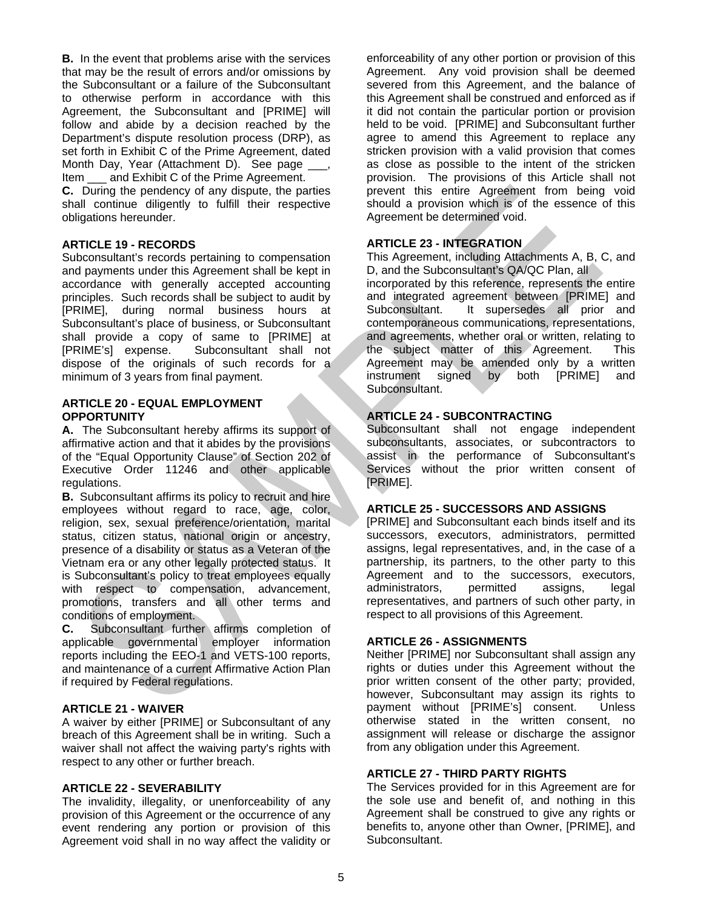**B.** In the event that problems arise with the services that may be the result of errors and/or omissions by the Subconsultant or a failure of the Subconsultant to otherwise perform in accordance with this Agreement, the Subconsultant and [PRIME] will follow and abide by a decision reached by the Department's dispute resolution process (DRP), as set forth in Exhibit C of the Prime Agreement, dated Month Day, Year (Attachment D). See page ___, Item ___ and Exhibit C of the Prime Agreement.

**C.** During the pendency of any dispute, the parties shall continue diligently to fulfill their respective obligations hereunder.

### ARTICLE 19 - RECORDS

Subconsultant's records pertaining to compensation and payments under this Agreement shall be kept in accordance with generally accepted accounting principles. Such records shall be subject to audit by [PRIME], during normal business hours at Subconsultant's place of business, or Subconsultant shall provide a copy of same to [PRIME] at [PRIME's] expense. Subconsultant shall not dispose of the originals of such records for a minimum of 3 years from final payment.

### ARTICLE 20 - EQUAL EMPLOYMENT OPPORTUNITY

**A.** The Subconsultant hereby affirms its support of affirmative action and that it abides by the provisions of the "Equal Opportunity Clause" of Section 202 of Executive Order 11246 and other applicable regulations.

**B.** Subconsultant affirms its policy to recruit and hire employees without regard to race, age, color, religion, sex, sexual preference/orientation, marital status, citizen status, national origin or ancestry, presence of a disability or status as a Veteran of the Vietnam era or any other legally protected status. It is Subconsultant's policy to treat employees equally with respect to compensation, advancement, promotions, transfers and all other terms and conditions of employment.

**C.** Subconsultant further affirms completion of applicable governmental employer information reports including the EEO-1 and VETS-100 reports, and maintenance of a current Affirmative Action Plan if required by Federal regulations.

### ARTICLE 21 - WAIVER

A waiver by either [PRIME] or Subconsultant of any breach of this Agreement shall be in writing. Such a waiver shall not affect the waiving party's rights with respect to any other or further breach.

### ARTICLE 22 - SEVERABILITY

The invalidity, illegality, or unenforceability of any provision of this Agreement or the occurrence of any event rendering any portion or provision of this Agreement void shall in no way affect the validity or enforceability of any other portion or provision of this Agreement. Any void provision shall be deemed severed from this Agreement, and the balance of this Agreement shall be construed and enforced as if it did not contain the particular portion or provision held to be void. [PRIME] and Subconsultant further agree to amend this Agreement to replace any stricken provision with a valid provision that comes as close as possible to the intent of the stricken provision. The provisions of this Article shall not prevent this entire Agreement from being void should a provision which is of the essence of this Agreement be determined void.

### ARTICLE 23 - INTEGRATION

This Agreement, including Attachments A, B, C, and D, and the Subconsultant's QA/QC Plan, all incorporated by this reference, represents the entire and integrated agreement between [PRIME] and Subconsultant. It supersedes all prior and contemporaneous communications, representations, and agreements, whether oral or written, relating to the subject matter of this Agreement. This Agreement may be amended only by a written instrument signed by both [PRIME] and Subconsultant.

### ARTICLE 24 - SUBCONTRACTING

Subconsultant shall not engage independent subconsultants, associates, or subcontractors to assist in the performance of Subconsultant's Services without the prior written consent of [PRIME].

### ARTICLE 25 - SUCCESSORS AND ASSIGNS

[PRIME] and Subconsultant each binds itself and its successors, executors, administrators, permitted assigns, legal representatives, and, in the case of a partnership, its partners, to the other party to this Agreement and to the successors, executors, administrators, permitted assigns, legal representatives, and partners of such other party, in respect to all provisions of this Agreement.

### ARTICLE 26 - ASSIGNMENTS

Neither [PRIME] nor Subconsultant shall assign any rights or duties under this Agreement without the prior written consent of the other party; provided, however, Subconsultant may assign its rights to payment without [PRIME's] consent. Unless otherwise stated in the written consent, no assignment will release or discharge the assignor from any obligation under this Agreement.

### ARTICLE 27 - THIRD PARTY RIGHTS

The Services provided for in this Agreement are for the sole use and benefit of, and nothing in this Agreement shall be construed to give any rights or benefits to, anyone other than Owner, [PRIME], and Subconsultant.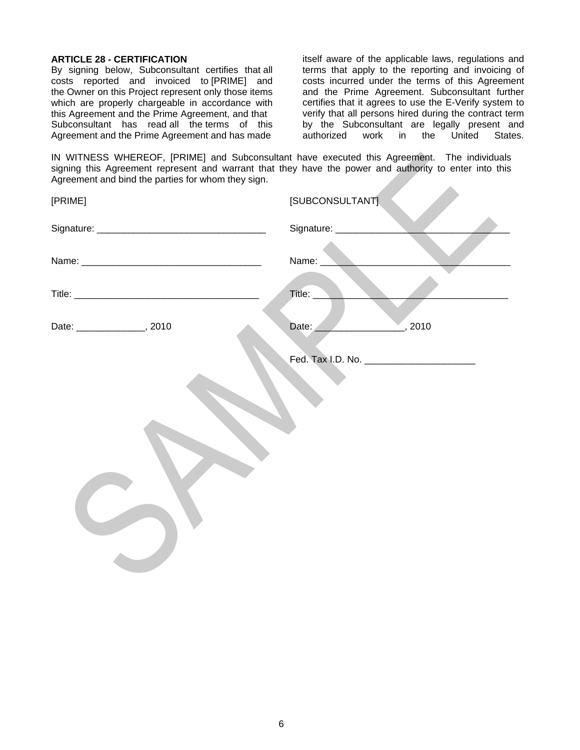**ARTICLE 28 - CERTIFICATION**

By signing below, Subconsultant certifies that all costs reported and invoiced to [PRIME] and the Owner on this Project represent only those items which are properly chargeable in accordance with this Agreement and the Prime Agreement, and that Subconsultant has read all the terms of this Agreement and the Prime Agreement and has made itself aware of the applicable laws, regulations and terms that apply to the reporting and invoicing of costs incurred under the terms of this Agreement and the Prime Agreement. Subconsultant further certifies that it agrees to use the E-Verify system to verify that all persons hired during the contract term by the Subconsultant are legally present and authorized work in the United States.

IN WITNESS WHEREOF, [PRIME] and Subconsultant have executed this Agreement. The individuals signing this Agreement represent and warrant that they have the power and authority to enter into this Agreement and bind the parties for whom they sign.

[PRIME]

Signature: _______________________________

Name: _________________________________

Title: _________________________________

Date: ____________, 2010

[SUBCONSULTANT]

Signature: _______________________________

Name: _________________________________

Title: _________________________________

Date: ________________, 2010

Fed. Tax I.D. No. ____________________

SAMPLE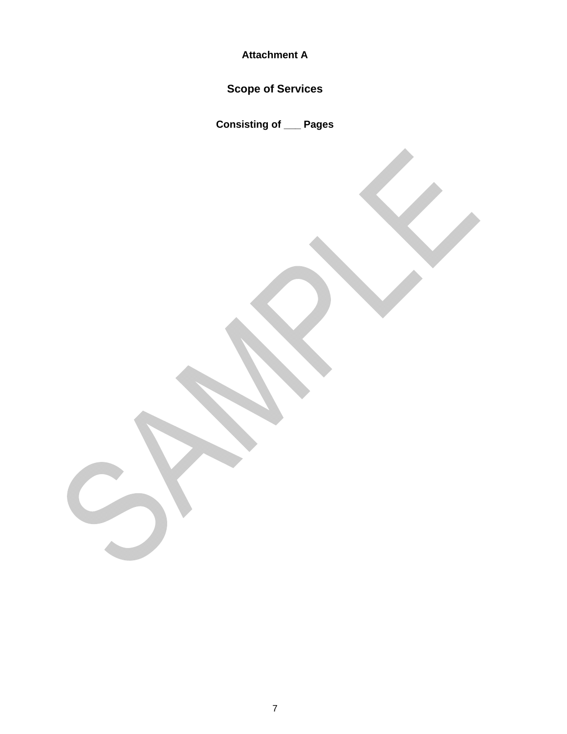**Attachment A**

## Scope of Services

**Consisting of ___ Pages**

SAMPLE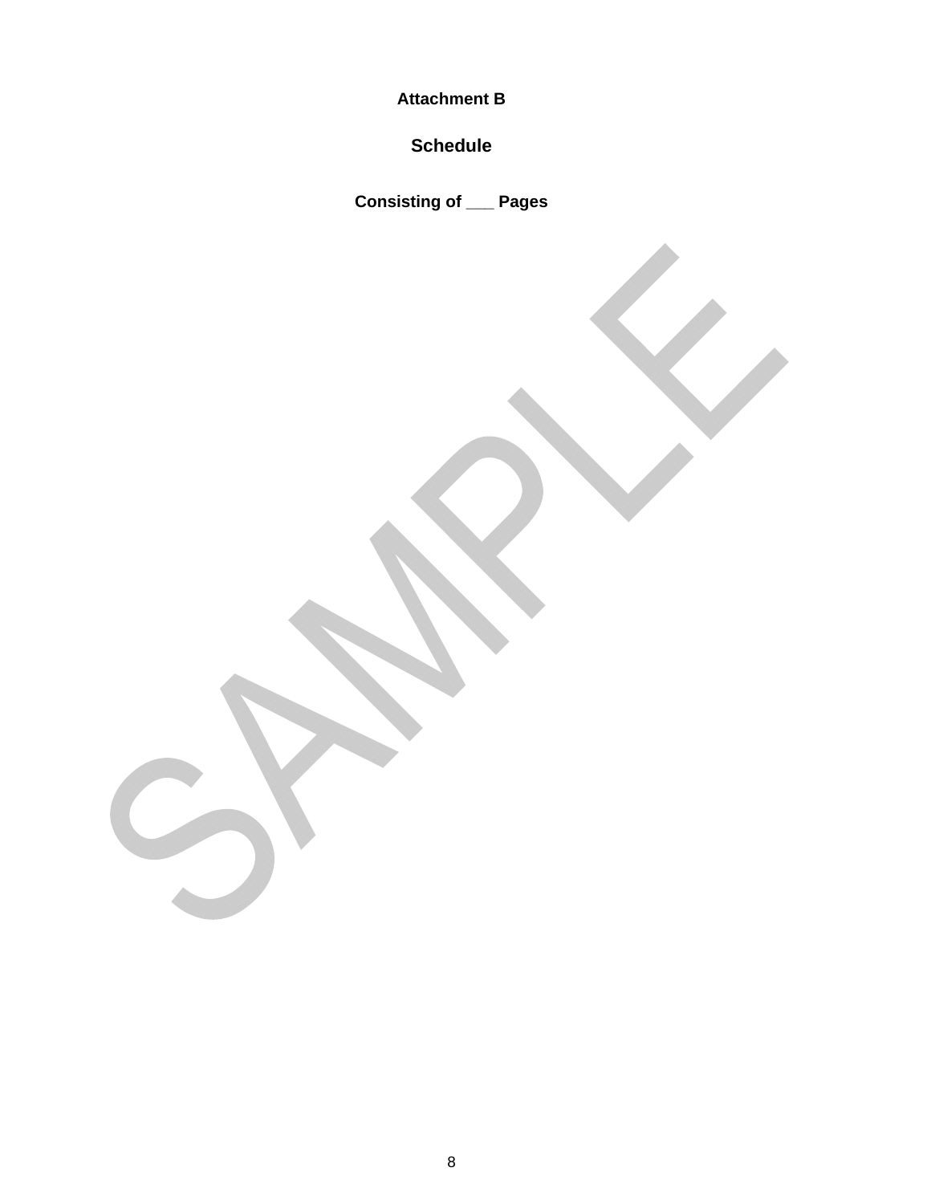**Attachment B**

## Schedule

**Consisting of ___ Pages**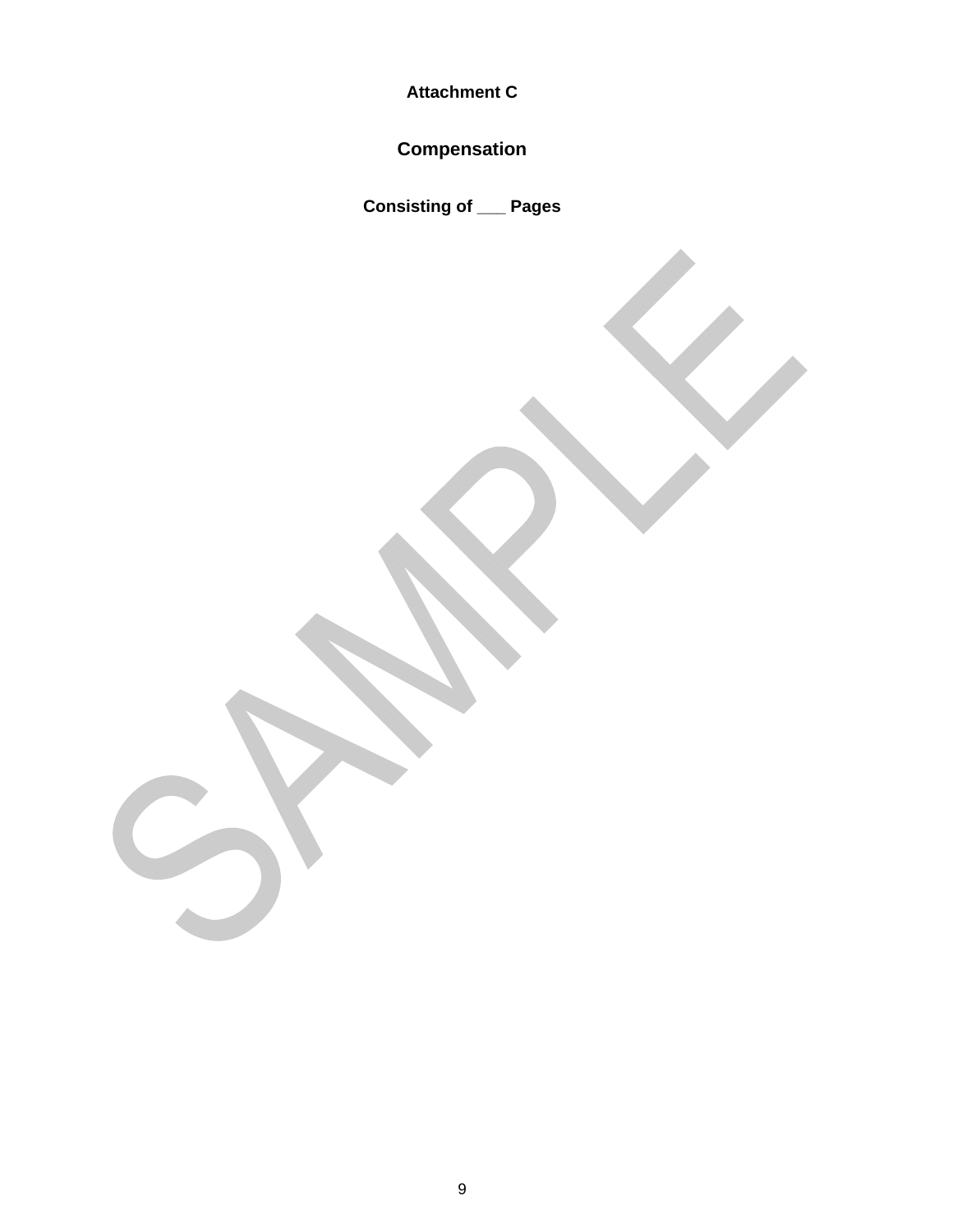**Attachment C**

## Compensation

**Consisting of ___ Pages**

SAMPLE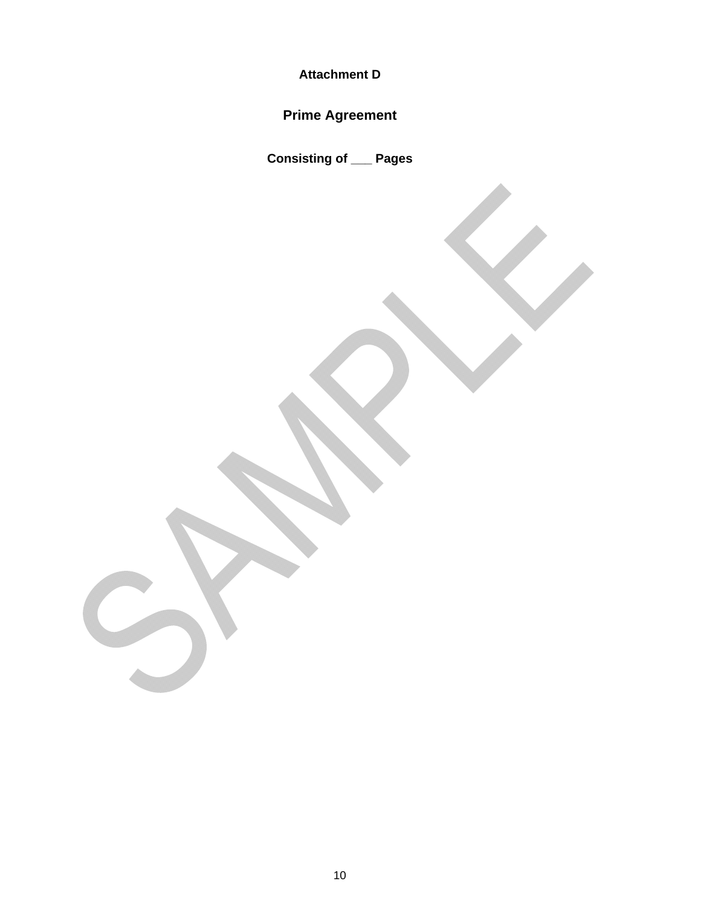**Attachment D**

## Prime Agreement

**Consisting of ___ Pages**

SAMPLE